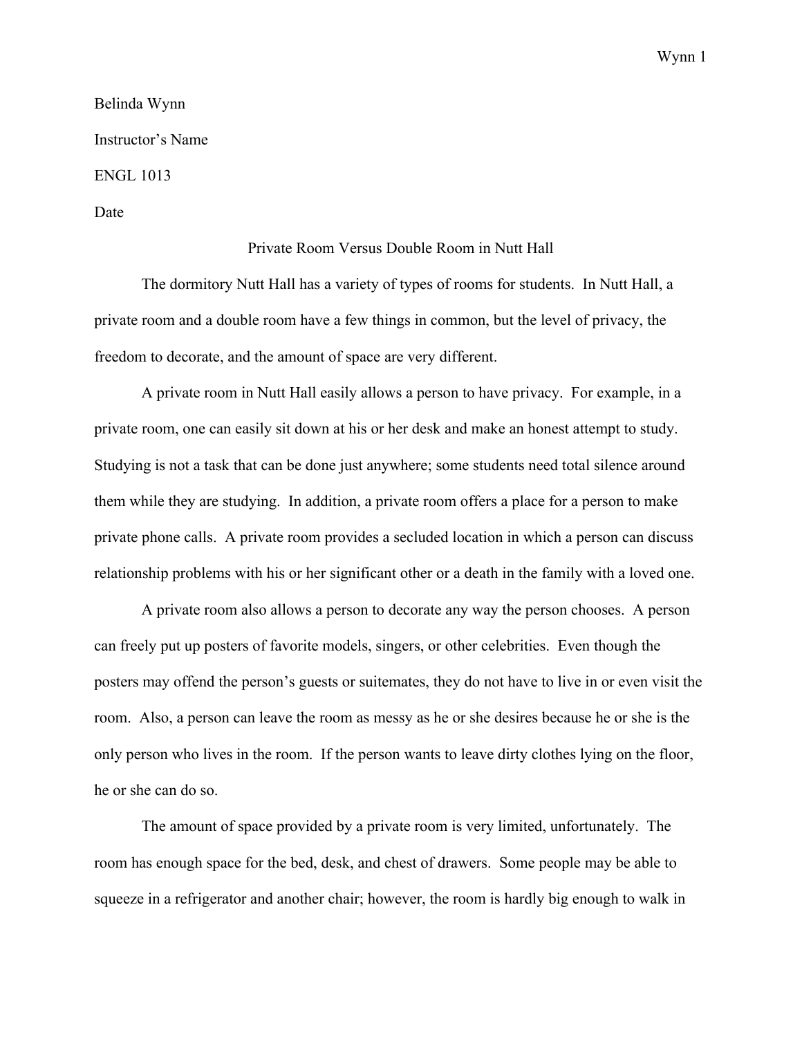Belinda Wynn

Instructor's Name

ENGL 1013

Date

# Private Room Versus Double Room in Nutt Hall

The dormitory Nutt Hall has a variety of types of rooms for students. In Nutt Hall, a private room and a double room have a few things in common, but the level of privacy, the freedom to decorate, and the amount of space are very different.

A private room in Nutt Hall easily allows a person to have privacy. For example, in a private room, one can easily sit down at his or her desk and make an honest attempt to study. Studying is not a task that can be done just anywhere; some students need total silence around them while they are studying. In addition, a private room offers a place for a person to make private phone calls. A private room provides a secluded location in which a person can discuss relationship problems with his or her significant other or a death in the family with a loved one.

A private room also allows a person to decorate any way the person chooses. A person can freely put up posters of favorite models, singers, or other celebrities. Even though the posters may offend the person's guests or suitemates, they do not have to live in or even visit the room. Also, a person can leave the room as messy as he or she desires because he or she is the only person who lives in the room. If the person wants to leave dirty clothes lying on the floor, he or she can do so.

The amount of space provided by a private room is very limited, unfortunately. The room has enough space for the bed, desk, and chest of drawers. Some people may be able to squeeze in a refrigerator and another chair; however, the room is hardly big enough to walk in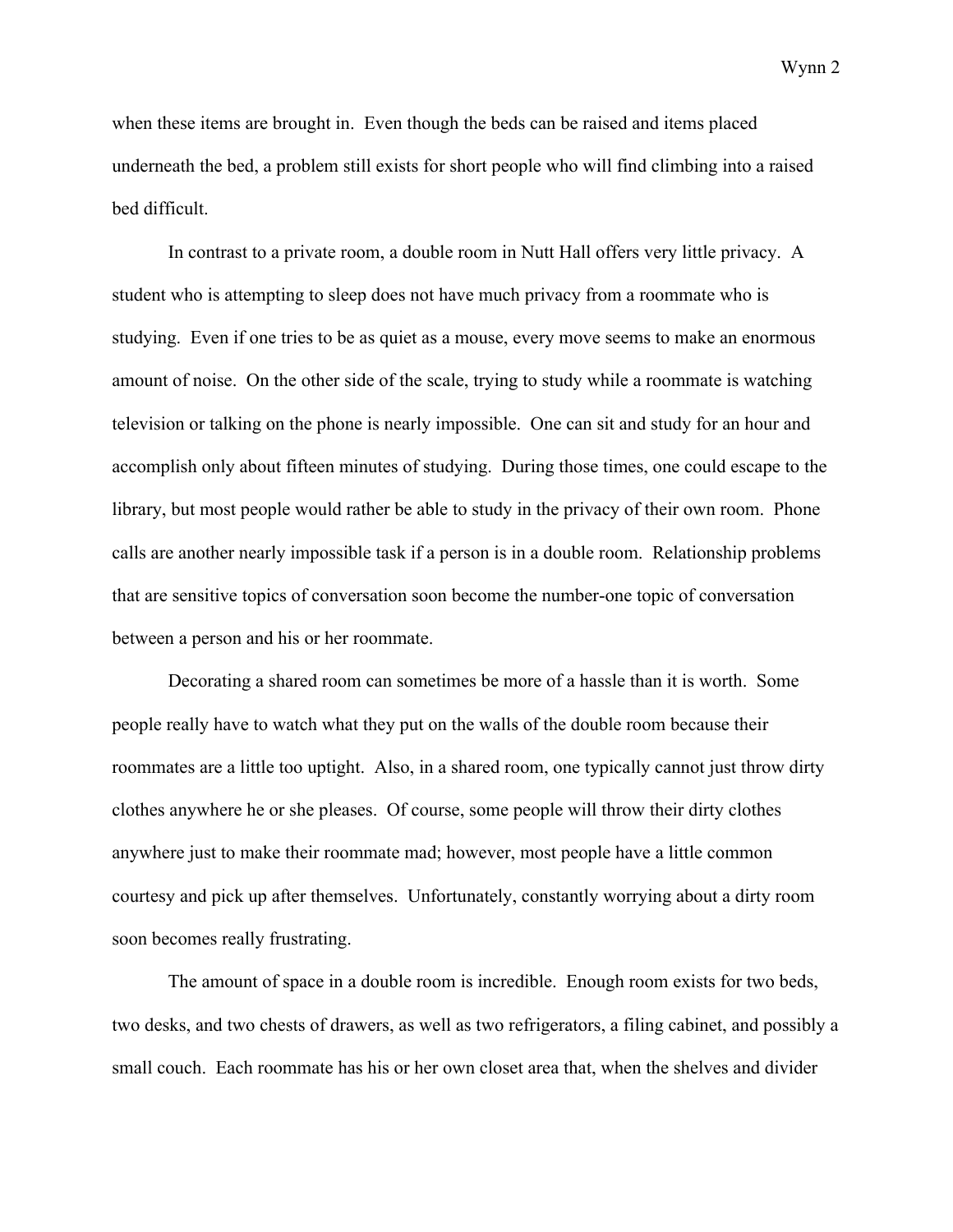when these items are brought in. Even though the beds can be raised and items placed underneath the bed, a problem still exists for short people who will find climbing into a raised bed difficult.

In contrast to a private room, a double room in Nutt Hall offers very little privacy. A student who is attempting to sleep does not have much privacy from a roommate who is studying. Even if one tries to be as quiet as a mouse, every move seems to make an enormous amount of noise. On the other side of the scale, trying to study while a roommate is watching television or talking on the phone is nearly impossible. One can sit and study for an hour and accomplish only about fifteen minutes of studying. During those times, one could escape to the library, but most people would rather be able to study in the privacy of their own room. Phone calls are another nearly impossible task if a person is in a double room. Relationship problems that are sensitive topics of conversation soon become the number-one topic of conversation between a person and his or her roommate.

Decorating a shared room can sometimes be more of a hassle than it is worth. Some people really have to watch what they put on the walls of the double room because their roommates are a little too uptight. Also, in a shared room, one typically cannot just throw dirty clothes anywhere he or she pleases. Of course, some people will throw their dirty clothes anywhere just to make their roommate mad; however, most people have a little common courtesy and pick up after themselves. Unfortunately, constantly worrying about a dirty room soon becomes really frustrating.

The amount of space in a double room is incredible. Enough room exists for two beds, two desks, and two chests of drawers, as well as two refrigerators, a filing cabinet, and possibly a small couch. Each roommate has his or her own closet area that, when the shelves and divider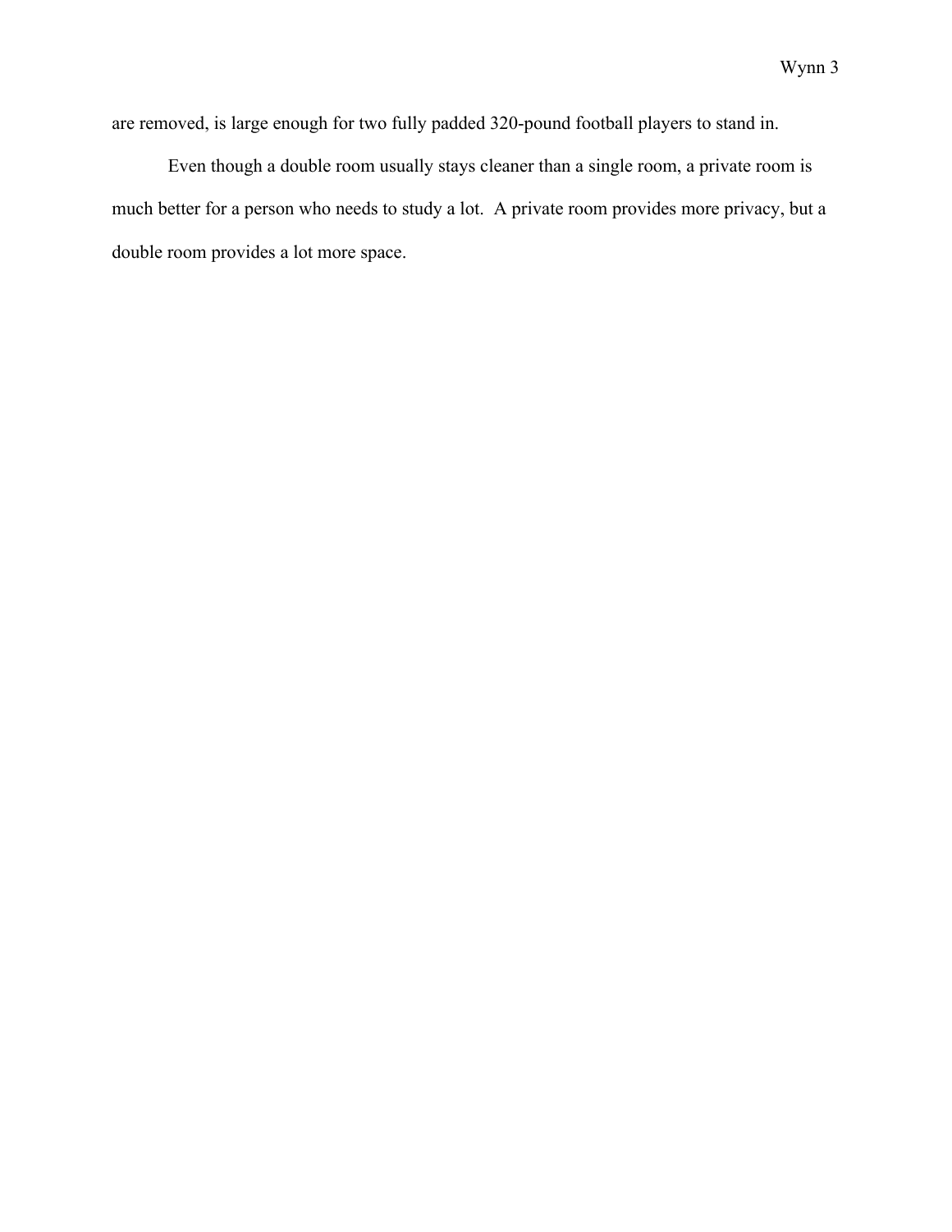are removed, is large enough for two fully padded 320-pound football players to stand in.

Even though a double room usually stays cleaner than a single room, a private room is much better for a person who needs to study a lot. A private room provides more privacy, but a double room provides a lot more space.